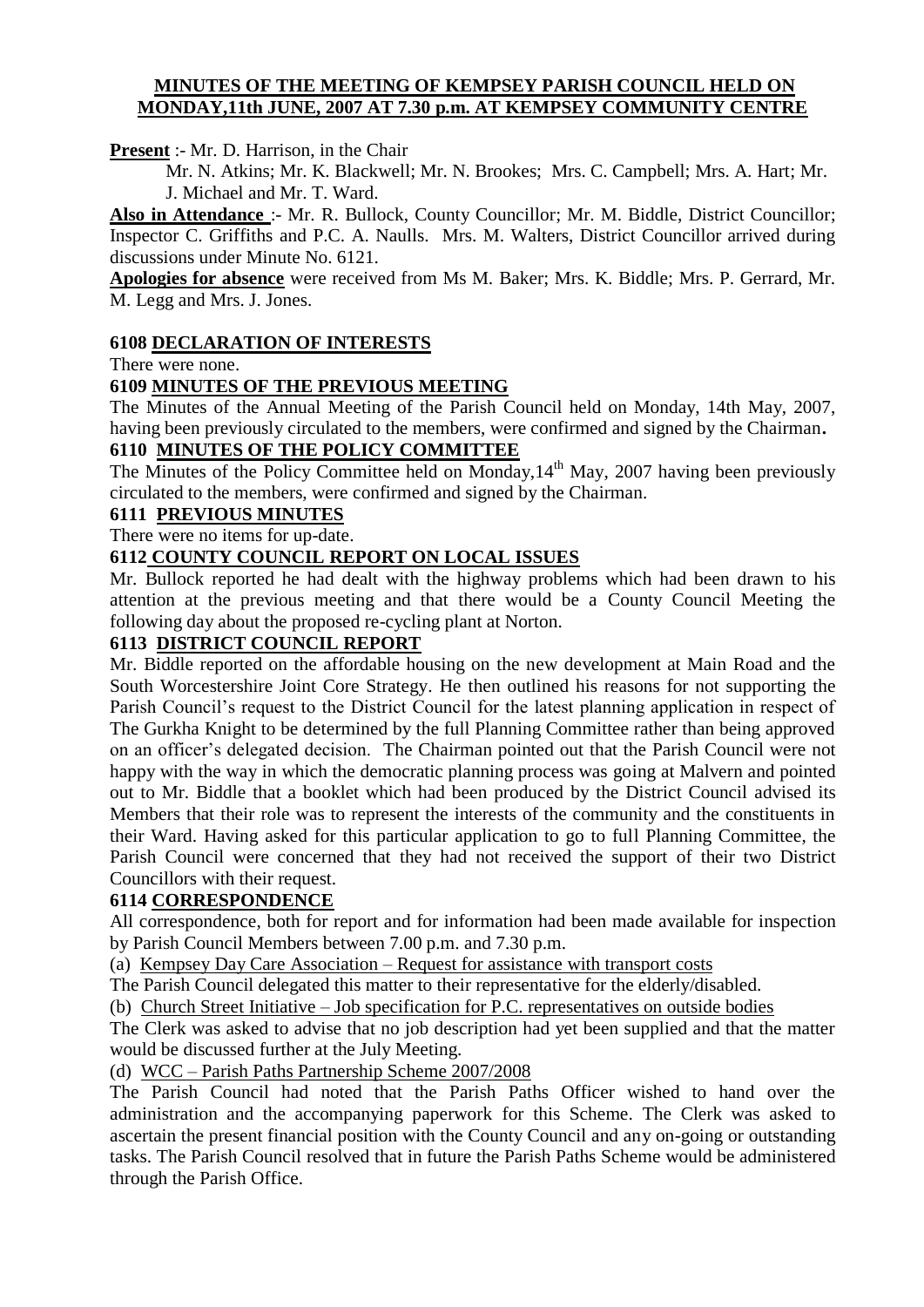## MINUTES OF THE MEETING OF KEMPSEY PARISH COUNCIL HELD ON MONDAY,11th JUNE, 2007 AT 7.30 p.m. AT KEMPSEY COMMUNITY CENTRE

**Present** :- Mr. D. Harrison, in the Chair

Mr. N. Atkins; Mr. K. Blackwell; Mr. N. Brookes; Mrs. C. Campbell; Mrs. A. Hart; Mr. J. Michael and Mr. T. Ward.

**Also in Attendance** :- Mr. R. Bullock, County Councillor; Mr. M. Biddle, District Councillor; Inspector C. Griffiths and P.C. A. Naulls. Mrs. M. Walters, District Councillor arrived during discussions under Minute No. 6121.

**Apologies for absence** were received from Ms M. Baker; Mrs. K. Biddle; Mrs. P. Gerrard, Mr. M. Legg and Mrs. J. Jones.

### 6108 DECLARATION OF INTERESTS

There were none.

### 6109 MINUTES OF THE PREVIOUS MEETING

The Minutes of the Annual Meeting of the Parish Council held on Monday, 14th May, 2007, having been previously circulated to the members, were confirmed and signed by the Chairman.

### 6110 MINUTES OF THE POLICY COMMITTEE

The Minutes of the Policy Committee held on Monday,14th May, 2007 having been previously circulated to the members, were confirmed and signed by the Chairman.

### 6111 PREVIOUS MINUTES

There were no items for up-date.

### 6112 COUNTY COUNCIL REPORT ON LOCAL ISSUES

Mr. Bullock reported he had dealt with the highway problems which had been drawn to his attention at the previous meeting and that there would be a County Council Meeting the following day about the proposed re-cycling plant at Norton.

### 6113 DISTRICT COUNCIL REPORT

Mr. Biddle reported on the affordable housing on the new development at Main Road and the South Worcestershire Joint Core Strategy. He then outlined his reasons for not supporting the Parish Council's request to the District Council for the latest planning application in respect of The Gurkha Knight to be determined by the full Planning Committee rather than being approved on an officer's delegated decision. The Chairman pointed out that the Parish Council were not happy with the way in which the democratic planning process was going at Malvern and pointed out to Mr. Biddle that a booklet which had been produced by the District Council advised its Members that their role was to represent the interests of the community and the constituents in their Ward. Having asked for this particular application to go to full Planning Committee, the Parish Council were concerned that they had not received the support of their two District Councillors with their request.

### 6114 CORRESPONDENCE

All correspondence, both for report and for information had been made available for inspection by Parish Council Members between 7.00 p.m. and 7.30 p.m.

(a) Kempsey Day Care Association – Request for assistance with transport costs

The Parish Council delegated this matter to their representative for the elderly/disabled.

(b) Church Street Initiative – Job specification for P.C. representatives on outside bodies

The Clerk was asked to advise that no job description had yet been supplied and that the matter would be discussed further at the July Meeting.

(d) WCC – Parish Paths Partnership Scheme 2007/2008

The Parish Council had noted that the Parish Paths Officer wished to hand over the administration and the accompanying paperwork for this Scheme. The Clerk was asked to ascertain the present financial position with the County Council and any on-going or outstanding tasks. The Parish Council resolved that in future the Parish Paths Scheme would be administered through the Parish Office.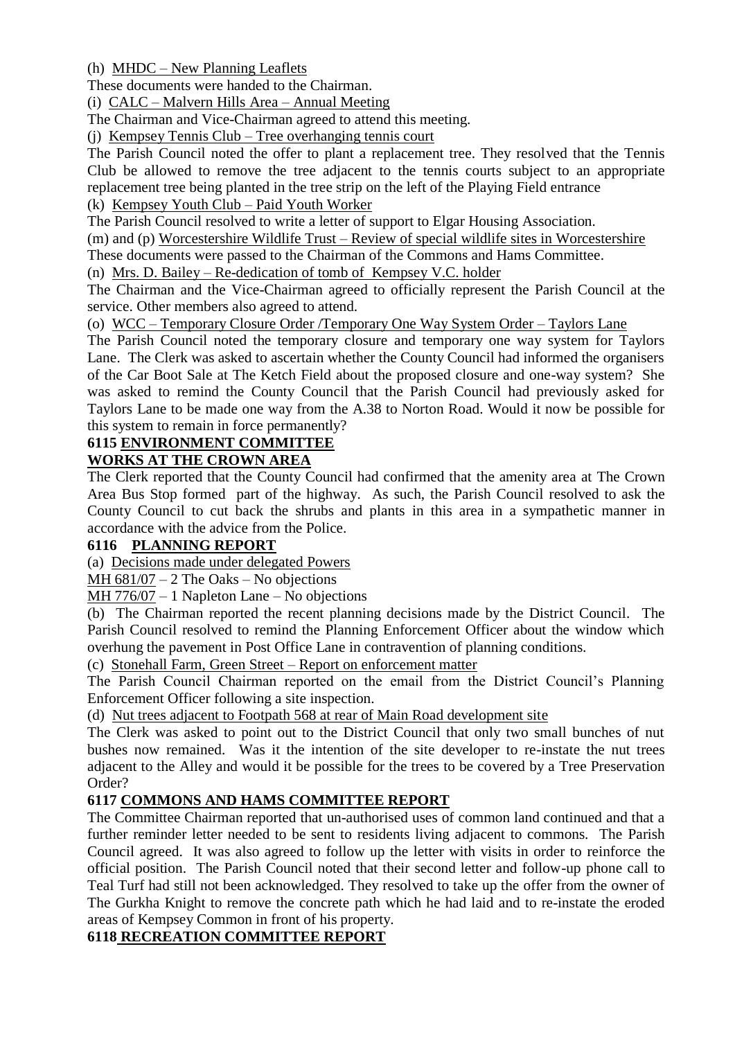(h) MHDC – New Planning Leaflets

These documents were handed to the Chairman.

(i) CALC – Malvern Hills Area – Annual Meeting

The Chairman and Vice-Chairman agreed to attend this meeting.

(j) Kempsey Tennis Club – Tree overhanging tennis court

The Parish Council noted the offer to plant a replacement tree. They resolved that the Tennis Club be allowed to remove the tree adjacent to the tennis courts subject to an appropriate replacement tree being planted in the tree strip on the left of the Playing Field entrance

(k) Kempsey Youth Club – Paid Youth Worker

The Parish Council resolved to write a letter of support to Elgar Housing Association.

(m) and (p) Worcestershire Wildlife Trust – Review of special wildlife sites in Worcestershire

These documents were passed to the Chairman of the Commons and Hams Committee.

(n) Mrs. D. Bailey – Re-dedication of tomb of Kempsey V.C. holder

The Chairman and the Vice-Chairman agreed to officially represent the Parish Council at the service. Other members also agreed to attend.

(o) WCC – Temporary Closure Order /Temporary One Way System Order – Taylors Lane

The Parish Council noted the temporary closure and temporary one way system for Taylors Lane. The Clerk was asked to ascertain whether the County Council had informed the organisers of the Car Boot Sale at The Ketch Field about the proposed closure and one-way system? She was asked to remind the County Council that the Parish Council had previously asked for Taylors Lane to be made one way from the A.38 to Norton Road. Would it now be possible for this system to remain in force permanently?

**6115 ENVIRONMENT COMMITTEE**

**WORKS AT THE CROWN AREA**

The Clerk reported that the County Council had confirmed that the amenity area at The Crown Area Bus Stop formed part of the highway. As such, the Parish Council resolved to ask the County Council to cut back the shrubs and plants in this area in a sympathetic manner in accordance with the advice from the Police.

**6116 PLANNING REPORT**

(a) Decisions made under delegated Powers

MH 681/07 – 2 The Oaks – No objections

MH 776/07 – 1 Napleton Lane – No objections

(b) The Chairman reported the recent planning decisions made by the District Council. The Parish Council resolved to remind the Planning Enforcement Officer about the window which overhung the pavement in Post Office Lane in contravention of planning conditions.

(c) Stonehall Farm, Green Street – Report on enforcement matter

The Parish Council Chairman reported on the email from the District Council's Planning Enforcement Officer following a site inspection.

(d) Nut trees adjacent to Footpath 568 at rear of Main Road development site

The Clerk was asked to point out to the District Council that only two small bunches of nut bushes now remained. Was it the intention of the site developer to re-instate the nut trees adjacent to the Alley and would it be possible for the trees to be covered by a Tree Preservation Order?

**6117 COMMONS AND HAMS COMMITTEE REPORT**

The Committee Chairman reported that un-authorised uses of common land continued and that a further reminder letter needed to be sent to residents living adjacent to commons. The Parish Council agreed. It was also agreed to follow up the letter with visits in order to reinforce the official position. The Parish Council noted that their second letter and follow-up phone call to Teal Turf had still not been acknowledged. They resolved to take up the offer from the owner of The Gurkha Knight to remove the concrete path which he had laid and to re-instate the eroded areas of Kempsey Common in front of his property.

**6118 RECREATION COMMITTEE REPORT**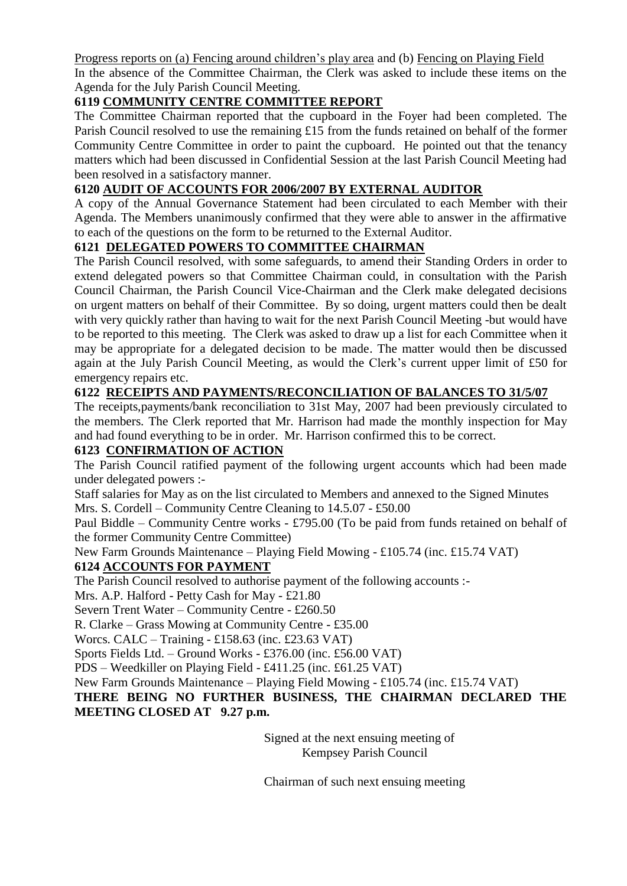<u>Progress reports on (a) Fencing around children's play area</u> and (b) <u>Fencing on Playing Field</u>

In the absence of the Committee Chairman, the Clerk was asked to include these items on the Agenda for the July Parish Council Meeting.

**6119 <u>COMMUNITY CENTRE COMMITTEE REPORT</u>**

The Committee Chairman reported that the cupboard in the Foyer had been completed. The Parish Council resolved to use the remaining £15 from the funds retained on behalf of the former Community Centre Committee in order to paint the cupboard. He pointed out that the tenancy matters which had been discussed in Confidential Session at the last Parish Council Meeting had been resolved in a satisfactory manner.

**6120 <u>AUDIT OF ACCOUNTS FOR 2006/2007 BY EXTERNAL AUDITOR</u>**

A copy of the Annual Governance Statement had been circulated to each Member with their Agenda. The Members unanimously confirmed that they were able to answer in the affirmative to each of the questions on the form to be returned to the External Auditor.

**6121 <u>DELEGATED POWERS TO COMMITTEE CHAIRMAN</u>**

The Parish Council resolved, with some safeguards, to amend their Standing Orders in order to extend delegated powers so that Committee Chairman could, in consultation with the Parish Council Chairman, the Parish Council Vice-Chairman and the Clerk make delegated decisions on urgent matters on behalf of their Committee. By so doing, urgent matters could then be dealt with very quickly rather than having to wait for the next Parish Council Meeting -but would have to be reported to this meeting. The Clerk was asked to draw up a list for each Committee when it may be appropriate for a delegated decision to be made. The matter would then be discussed again at the July Parish Council Meeting, as would the Clerk's current upper limit of £50 for emergency repairs etc.

**6122 <u>RECEIPTS AND PAYMENTS/RECONCILIATION OF BALANCES TO 31/5/07</u>**

The receipts,payments/bank reconciliation to 31st May, 2007 had been previously circulated to the members. The Clerk reported that Mr. Harrison had made the monthly inspection for May and had found everything to be in order. Mr. Harrison confirmed this to be correct.

**6123 <u>CONFIRMATION OF ACTION</u>**

The Parish Council ratified payment of the following urgent accounts which had been made under delegated powers :-

Staff salaries for May as on the list circulated to Members and annexed to the Signed Minutes

Mrs. S. Cordell – Community Centre Cleaning to 14.5.07 - £50.00

Paul Biddle – Community Centre works - £795.00 (To be paid from funds retained on behalf of the former Community Centre Committee)

New Farm Grounds Maintenance – Playing Field Mowing - £105.74 (inc. £15.74 VAT)

**6124 <u>ACCOUNTS FOR PAYMENT</u>**

The Parish Council resolved to authorise payment of the following accounts :-

Mrs. A.P. Halford - Petty Cash for May - £21.80

Severn Trent Water – Community Centre - £260.50

R. Clarke – Grass Mowing at Community Centre - £35.00

Worcs. CALC – Training - £158.63 (inc. £23.63 VAT)

Sports Fields Ltd. – Ground Works - £376.00 (inc. £56.00 VAT)

PDS – Weedkiller on Playing Field - £411.25 (inc. £61.25 VAT)

New Farm Grounds Maintenance – Playing Field Mowing - £105.74 (inc. £15.74 VAT)

**THERE BEING NO FURTHER BUSINESS, THE CHAIRMAN DECLARED THE MEETING CLOSED AT 9.27 p.m.**

Signed at the next ensuing meeting of
Kempsey Parish Council

Chairman of such next ensuing meeting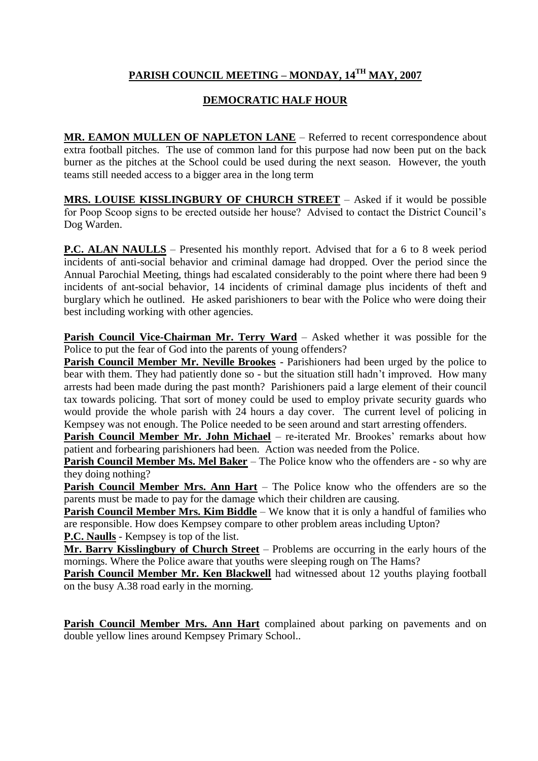## PARISH COUNCIL MEETING – MONDAY, 14TH MAY, 2007

## DEMOCRATIC HALF HOUR

**MR. EAMON MULLEN OF NAPLETON LANE** – Referred to recent correspondence about extra football pitches. The use of common land for this purpose had now been put on the back burner as the pitches at the School could be used during the next season. However, the youth teams still needed access to a bigger area in the long term

**MRS. LOUISE KISSLINGBURY OF CHURCH STREET** – Asked if it would be possible for Poop Scoop signs to be erected outside her house? Advised to contact the District Council's Dog Warden.

**P.C. ALAN NAULLS** – Presented his monthly report. Advised that for a 6 to 8 week period incidents of anti-social behavior and criminal damage had dropped. Over the period since the Annual Parochial Meeting, things had escalated considerably to the point where there had been 9 incidents of ant-social behavior, 14 incidents of criminal damage plus incidents of theft and burglary which he outlined. He asked parishioners to bear with the Police who were doing their best including working with other agencies.

**Parish Council Vice-Chairman Mr. Terry Ward** – Asked whether it was possible for the Police to put the fear of God into the parents of young offenders?

**Parish Council Member Mr. Neville Brookes** - Parishioners had been urged by the police to bear with them. They had patiently done so - but the situation still hadn't improved. How many arrests had been made during the past month? Parishioners paid a large element of their council tax towards policing. That sort of money could be used to employ private security guards who would provide the whole parish with 24 hours a day cover. The current level of policing in Kempsey was not enough. The Police needed to be seen around and start arresting offenders.

**Parish Council Member Mr. John Michael** – re-iterated Mr. Brookes' remarks about how patient and forbearing parishioners had been. Action was needed from the Police.

**Parish Council Member Ms. Mel Baker** – The Police know who the offenders are - so why are they doing nothing?

**Parish Council Member Mrs. Ann Hart** – The Police know who the offenders are so the parents must be made to pay for the damage which their children are causing.

**Parish Council Member Mrs. Kim Biddle** – We know that it is only a handful of families who are responsible. How does Kempsey compare to other problem areas including Upton?

**P.C. Naulls** - Kempsey is top of the list.

**Mr. Barry Kisslingbury of Church Street** – Problems are occurring in the early hours of the mornings. Where the Police aware that youths were sleeping rough on The Hams?

**Parish Council Member Mr. Ken Blackwell** had witnessed about 12 youths playing football on the busy A.38 road early in the morning.

**Parish Council Member Mrs. Ann Hart** complained about parking on pavements and on double yellow lines around Kempsey Primary School..